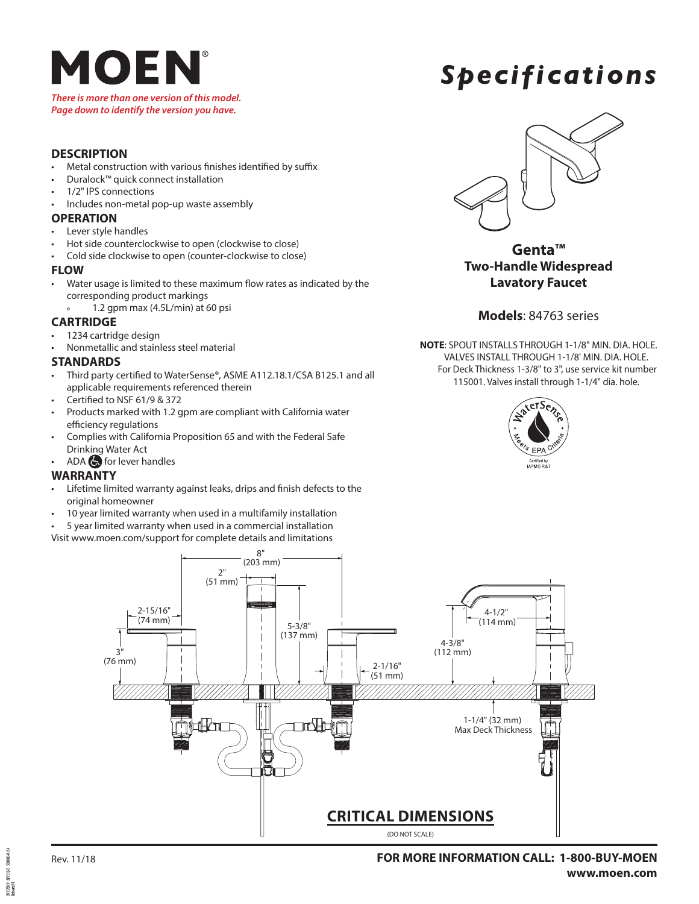# MOEN

*There is more than one version of this model.*
*Page down to identify the version you have.*

# *Specifications*

## DESCRIPTION

- Metal construction with various finishes identified by suffix
- Duralock™ quick connect installation
- 1/2" IPS connections
- Includes non-metal pop-up waste assembly

## OPERATION

- Lever style handles
- Hot side counterclockwise to open (clockwise to close)
- Cold side clockwise to open (counter-clockwise to close)

## FLOW

- Water usage is limited to these maximum flow rates as indicated by the corresponding product markings
  - 1.2 gpm max (4.5L/min) at 60 psi

## CARTRIDGE

- 1234 cartridge design
- Nonmetallic and stainless steel material

## STANDARDS

- Third party certified to WaterSense®, ASME A112.18.1/CSA B125.1 and all applicable requirements referenced therein
- Certified to NSF 61/9 & 372
- Products marked with 1.2 gpm are compliant with California water efficiency regulations
- Complies with California Proposition 65 and with the Federal Safe Drinking Water Act
- ADA for lever handles

## WARRANTY

- Lifetime limited warranty against leaks, drips and finish defects to the original homeowner
- 10 year limited warranty when used in a multifamily installation
- 5 year limited warranty when used in a commercial installation

Visit www.moen.com/support for complete details and limitations

**Genta™**
**Two-Handle Widespread**
**Lavatory Faucet**

**Models**: 84763 series

**NOTE**: SPOUT INSTALLS THROUGH 1-1/8" MIN. DIA. HOLE. VALVES INSTALL THROUGH 1-1/8' MIN. DIA. HOLE. For Deck Thickness 1-3/8" to 3", use service kit number 115001. Valves install through 1-1/4" dia. hole.

WaterSense Meets EPA Criteria
Certified by IAPMO R&T

8" (203 mm)
2" (51 mm)
2-15/16" (74 mm)
5-3/8" (137 mm)
3" (76 mm)
2-1/16" (51 mm)
4-1/2" (114 mm)
4-3/8" (112 mm)
1-1/4" (32 mm) Max Deck Thickness

## CRITICAL DIMENSIONS

(DO NOT SCALE)

Rev. 11/18

**FOR MORE INFORMATION CALL: 1-800-BUY-MOEN**
**www.moen.com**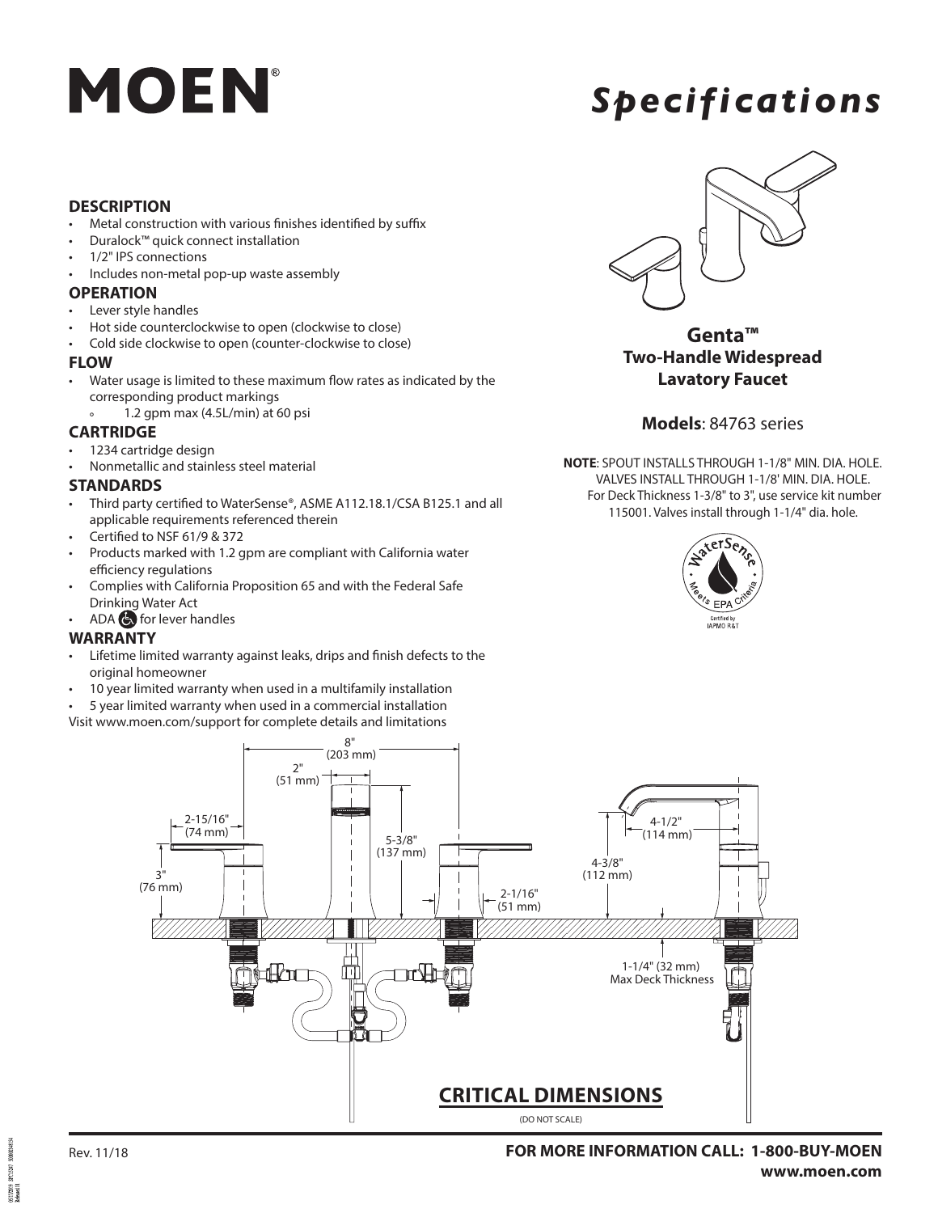# MOEN®

# *Specifications*

## DESCRIPTION

- Metal construction with various finishes identified by suffix
- Duralock™ quick connect installation
- 1/2" IPS connections
- Includes non-metal pop-up waste assembly

## OPERATION

- Lever style handles
- Hot side counterclockwise to open (clockwise to close)
- Cold side clockwise to open (counter-clockwise to close)

## FLOW

- Water usage is limited to these maximum flow rates as indicated by the corresponding product markings
  - 1.2 gpm max (4.5L/min) at 60 psi

## CARTRIDGE

- 1234 cartridge design
- Nonmetallic and stainless steel material

## STANDARDS

- Third party certified to WaterSense®, ASME A112.18.1/CSA B125.1 and all applicable requirements referenced therein
- Certified to NSF 61/9 & 372
- Products marked with 1.2 gpm are compliant with California water efficiency regulations
- Complies with California Proposition 65 and with the Federal Safe Drinking Water Act
- ADA for lever handles

## WARRANTY

- Lifetime limited warranty against leaks, drips and finish defects to the original homeowner
- 10 year limited warranty when used in a multifamily installation
- 5 year limited warranty when used in a commercial installation

Visit www.moen.com/support for complete details and limitations

**Genta™**
**Two-Handle Widespread Lavatory Faucet**

**Models**: 84763 series

**NOTE**: SPOUT INSTALLS THROUGH 1-1/8" MIN. DIA. HOLE. VALVES INSTALL THROUGH 1-1/8' MIN. DIA. HOLE. For Deck Thickness 1-3/8" to 3", use service kit number 115001. Valves install through 1-1/4" dia. hole.

WaterSense Meets EPA Criteria
Certified by IAPMO R&T

8" (203 mm)
2" (51 mm)
2-15/16" (74 mm)
5-3/8" (137 mm)
3" (76 mm)
2-1/16" (51 mm)
4-1/2" (114 mm)
4-3/8" (112 mm)
1-1/4" (32 mm) Max Deck Thickness

## CRITICAL DIMENSIONS

(DO NOT SCALE)

Rev. 11/18

**FOR MORE INFORMATION CALL: 1-800-BUY-MOEN**
**www.moen.com**